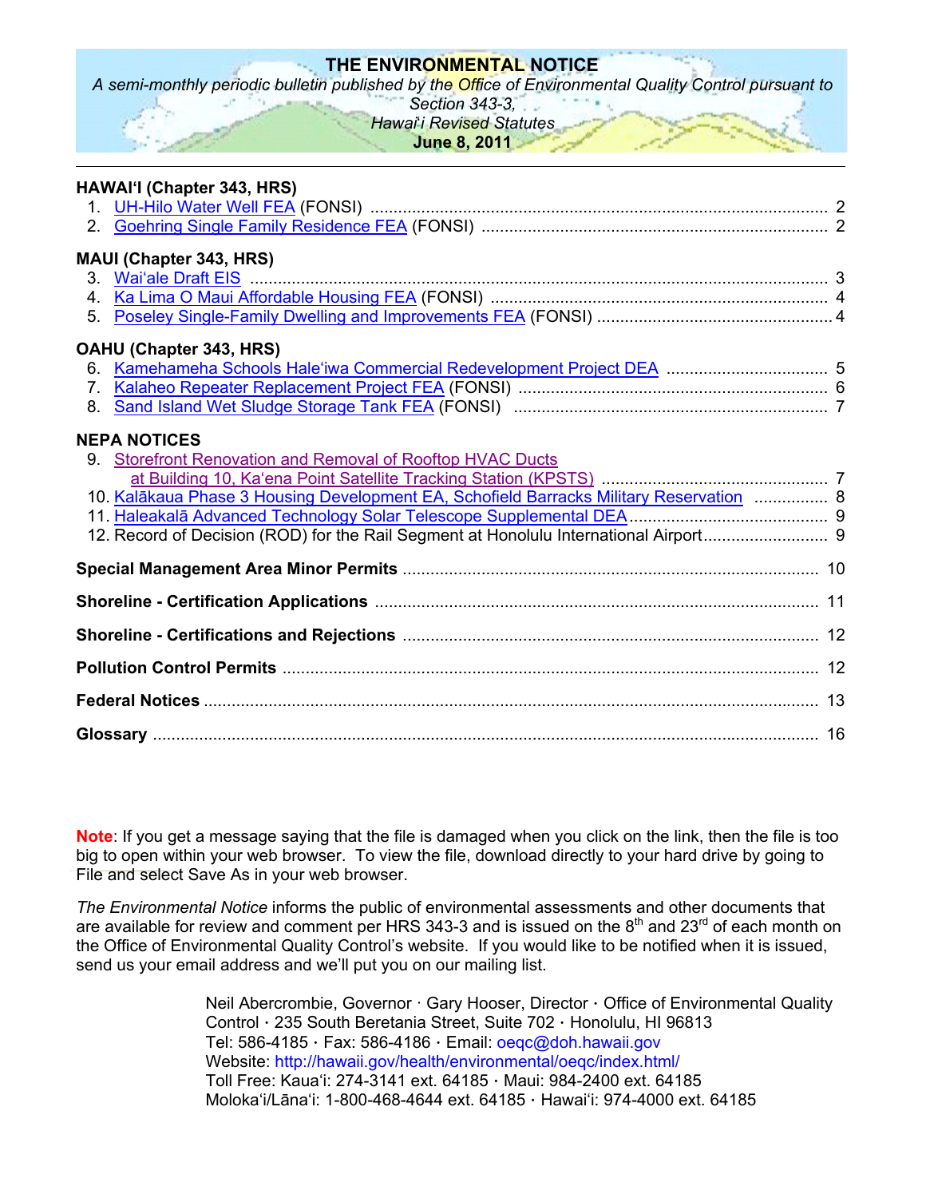# THE ENVIRONMENTAL NOTICE

*A semi-monthly periodic bulletin published by the Office of Environmental Quality Control pursuant to Section 343-3, Hawai'i Revised Statutes*

**June 8, 2011**

---

**HAWAI'I (Chapter 343, HRS)**

1. UH-Hilo Water Well FEA (FONSI) .......... 2
2. Goehring Single Family Residence FEA (FONSI) .......... 2

**MAUI (Chapter 343, HRS)**

3. Wai'ale Draft EIS .......... 3
4. Ka Lima O Maui Affordable Housing FEA (FONSI) .......... 4
5. Poseley Single-Family Dwelling and Improvements FEA (FONSI) .......... 4

**OAHU (Chapter 343, HRS)**

6. Kamehameha Schools Hale'iwa Commercial Redevelopment Project DEA .......... 5
7. Kalaheo Repeater Replacement Project FEA (FONSI) .......... 6
8. Sand Island Wet Sludge Storage Tank FEA (FONSI) .......... 7

**NEPA NOTICES**

9. Storefront Renovation and Removal of Rooftop HVAC Ducts at Building 10, Ka'ena Point Satellite Tracking Station (KPSTS) .......... 7
10. Kalākaua Phase 3 Housing Development EA, Schofield Barracks Military Reservation .......... 8
11. Haleakalā Advanced Technology Solar Telescope Supplemental DEA .......... 9
12. Record of Decision (ROD) for the Rail Segment at Honolulu International Airport .......... 9

**Special Management Area Minor Permits** .......... 10

**Shoreline - Certification Applications** .......... 11

**Shoreline - Certifications and Rejections** .......... 12

**Pollution Control Permits** .......... 12

**Federal Notices** .......... 13

**Glossary** .......... 16

**Note**: If you get a message saying that the file is damaged when you click on the link, then the file is too big to open within your web browser. To view the file, download directly to your hard drive by going to File and select Save As in your web browser.

*The Environmental Notice* informs the public of environmental assessments and other documents that are available for review and comment per HRS 343-3 and is issued on the 8th and 23rd of each month on the Office of Environmental Quality Control's website. If you would like to be notified when it is issued, send us your email address and we'll put you on our mailing list.

Neil Abercrombie, Governor · Gary Hooser, Director · Office of Environmental Quality Control · 235 South Beretania Street, Suite 702 · Honolulu, HI 96813
Tel: 586-4185 · Fax: 586-4186 · Email: oeqc@doh.hawaii.gov
Website: http://hawaii.gov/health/environmental/oeqc/index.html/
Toll Free: Kaua'i: 274-3141 ext. 64185 · Maui: 984-2400 ext. 64185
Moloka'i/Lāna'i: 1-800-468-4644 ext. 64185 · Hawai'i: 974-4000 ext. 64185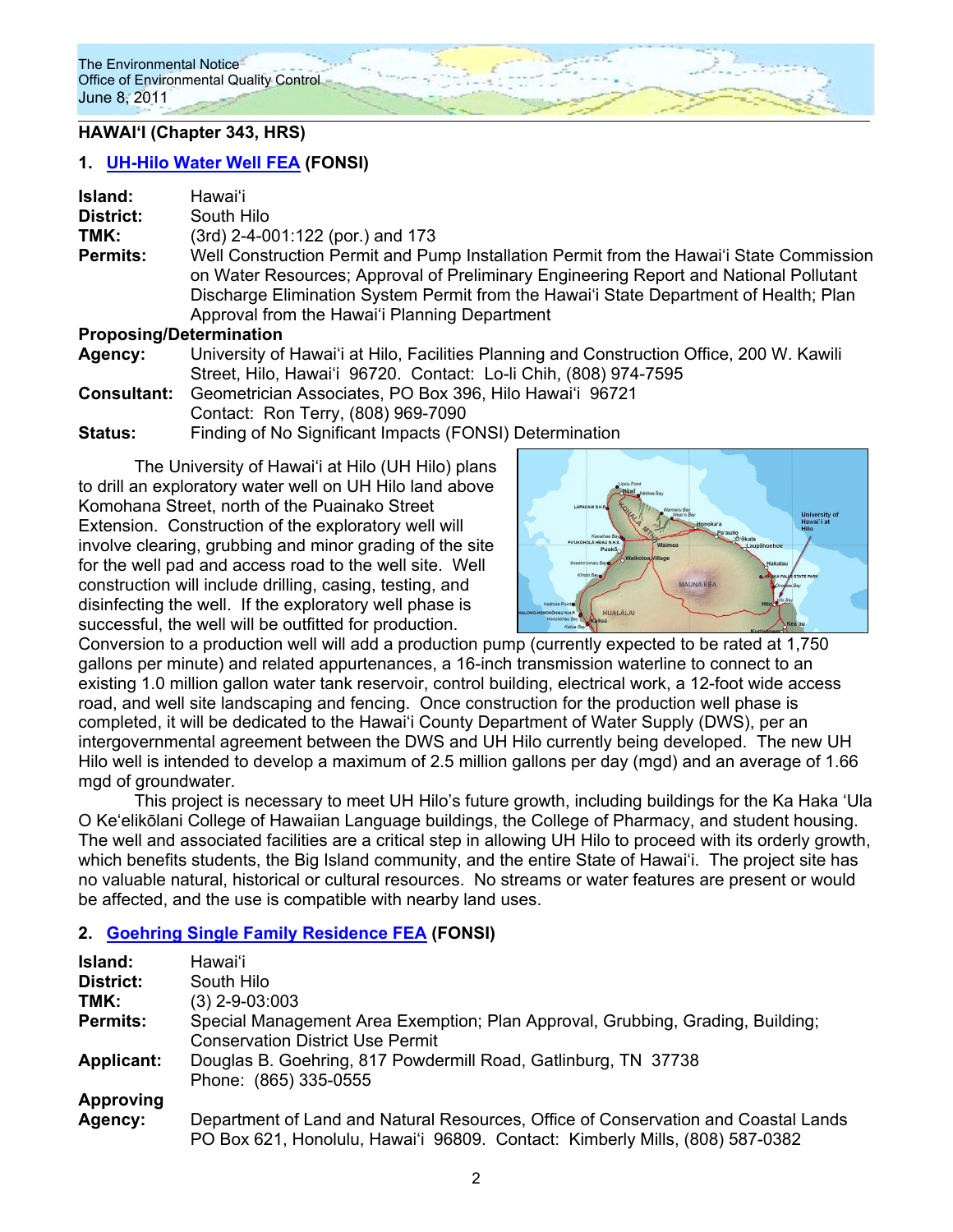## HAWAIʻI (Chapter 343, HRS)

### 1. UH-Hilo Water Well FEA (FONSI)

**Island:** Hawaiʻi
**District:** South Hilo
**TMK:** (3rd) 2-4-001:122 (por.) and 173
**Permits:** Well Construction Permit and Pump Installation Permit from the Hawaiʻi State Commission on Water Resources; Approval of Preliminary Engineering Report and National Pollutant Discharge Elimination System Permit from the Hawaiʻi State Department of Health; Plan Approval from the Hawaiʻi Planning Department
**Proposing/Determination Agency:** University of Hawaiʻi at Hilo, Facilities Planning and Construction Office, 200 W. Kawili Street, Hilo, Hawaiʻi 96720. Contact: Lo-li Chih, (808) 974-7595
**Consultant:** Geometrician Associates, PO Box 396, Hilo Hawaiʻi 96721
Contact: Ron Terry, (808) 969-7090
**Status:** Finding of No Significant Impacts (FONSI) Determination

The University of Hawaiʻi at Hilo (UH Hilo) plans to drill an exploratory water well on UH Hilo land above Komohana Street, north of the Puainako Street Extension. Construction of the exploratory well will involve clearing, grubbing and minor grading of the site for the well pad and access road to the well site. Well construction will include drilling, casing, testing, and disinfecting the well. If the exploratory well phase is successful, the well will be outfitted for production. Conversion to a production well will add a production pump (currently expected to be rated at 1,750 gallons per minute) and related appurtenances, a 16-inch transmission waterline to connect to an existing 1.0 million gallon water tank reservoir, control building, electrical work, a 12-foot wide access road, and well site landscaping and fencing. Once construction for the production well phase is completed, it will be dedicated to the Hawaiʻi County Department of Water Supply (DWS), per an intergovernmental agreement between the DWS and UH Hilo currently being developed. The new UH Hilo well is intended to develop a maximum of 2.5 million gallons per day (mgd) and an average of 1.66 mgd of groundwater.

This project is necessary to meet UH Hilo's future growth, including buildings for the Ka Haka ʻUla O Keʻelikōlani College of Hawaiian Language buildings, the College of Pharmacy, and student housing. The well and associated facilities are a critical step in allowing UH Hilo to proceed with its orderly growth, which benefits students, the Big Island community, and the entire State of Hawaiʻi. The project site has no valuable natural, historical or cultural resources. No streams or water features are present or would be affected, and the use is compatible with nearby land uses.

### 2. Goehring Single Family Residence FEA (FONSI)

**Island:** Hawaiʻi
**District:** South Hilo
**TMK:** (3) 2-9-03:003
**Permits:** Special Management Area Exemption; Plan Approval, Grubbing, Grading, Building; Conservation District Use Permit
**Applicant:** Douglas B. Goehring, 817 Powdermill Road, Gatlinburg, TN 37738
Phone: (865) 335-0555
**Approving Agency:** Department of Land and Natural Resources, Office of Conservation and Coastal Lands PO Box 621, Honolulu, Hawaiʻi 96809. Contact: Kimberly Mills, (808) 587-0382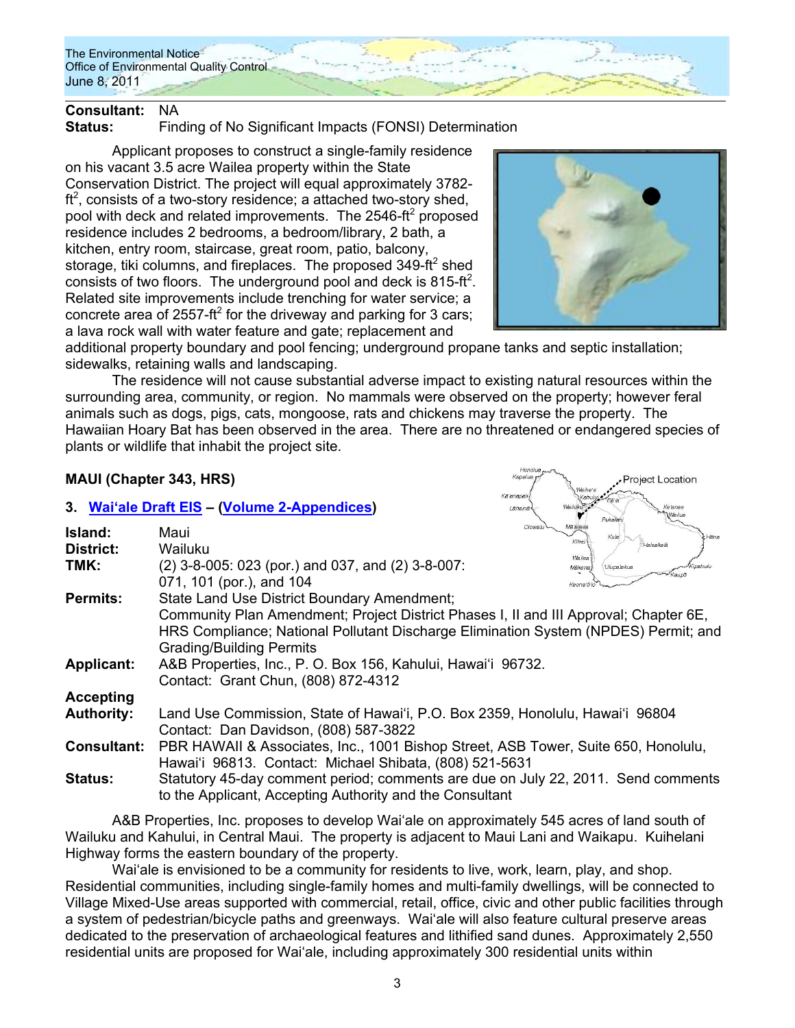**Consultant:** NA
**Status:** Finding of No Significant Impacts (FONSI) Determination

Applicant proposes to construct a single-family residence on his vacant 3.5 acre Wailea property within the State Conservation District. The project will equal approximately 3782-ft$^2$, consists of a two-story residence; a attached two-story shed, pool with deck and related improvements. The 2546-ft$^2$ proposed residence includes 2 bedrooms, a bedroom/library, 2 bath, a kitchen, entry room, staircase, great room, patio, balcony, storage, tiki columns, and fireplaces. The proposed 349-ft$^2$ shed consists of two floors. The underground pool and deck is 815-ft$^2$. Related site improvements include trenching for water service; a concrete area of 2557-ft$^2$ for the driveway and parking for 3 cars; a lava rock wall with water feature and gate; replacement and additional property boundary and pool fencing; underground propane tanks and septic installation; sidewalks, retaining walls and landscaping.

The residence will not cause substantial adverse impact to existing natural resources within the surrounding area, community, or region. No mammals were observed on the property; however feral animals such as dogs, pigs, cats, mongoose, rats and chickens may traverse the property. The Hawaiian Hoary Bat has been observed in the area. There are no threatened or endangered species of plants or wildlife that inhabit the project site.

## MAUI (Chapter 343, HRS)

### 3. Waiʻale Draft EIS – (Volume 2-Appendices)

**Island:** Maui
**District:** Wailuku
**TMK:** (2) 3-8-005: 023 (por.) and 037, and (2) 3-8-007: 071, 101 (por.), and 104
**Permits:** State Land Use District Boundary Amendment; Community Plan Amendment; Project District Phases I, II and III Approval; Chapter 6E, HRS Compliance; National Pollutant Discharge Elimination System (NPDES) Permit; and Grading/Building Permits
**Applicant:** A&B Properties, Inc., P. O. Box 156, Kahului, Hawaiʻi 96732. Contact: Grant Chun, (808) 872-4312
**Accepting Authority:** Land Use Commission, State of Hawaiʻi, P.O. Box 2359, Honolulu, Hawaiʻi 96804 Contact: Dan Davidson, (808) 587-3822
**Consultant:** PBR HAWAII & Associates, Inc., 1001 Bishop Street, ASB Tower, Suite 650, Honolulu, Hawaiʻi 96813. Contact: Michael Shibata, (808) 521-5631
**Status:** Statutory 45-day comment period; comments are due on July 22, 2011. Send comments to the Applicant, Accepting Authority and the Consultant

A&B Properties, Inc. proposes to develop Waiʻale on approximately 545 acres of land south of Wailuku and Kahului, in Central Maui. The property is adjacent to Maui Lani and Waikapu. Kuihelani Highway forms the eastern boundary of the property.

Waiʻale is envisioned to be a community for residents to live, work, learn, play, and shop. Residential communities, including single-family homes and multi-family dwellings, will be connected to Village Mixed-Use areas supported with commercial, retail, office, civic and other public facilities through a system of pedestrian/bicycle paths and greenways. Waiʻale will also feature cultural preserve areas dedicated to the preservation of archaeological features and lithified sand dunes. Approximately 2,550 residential units are proposed for Waiʻale, including approximately 300 residential units within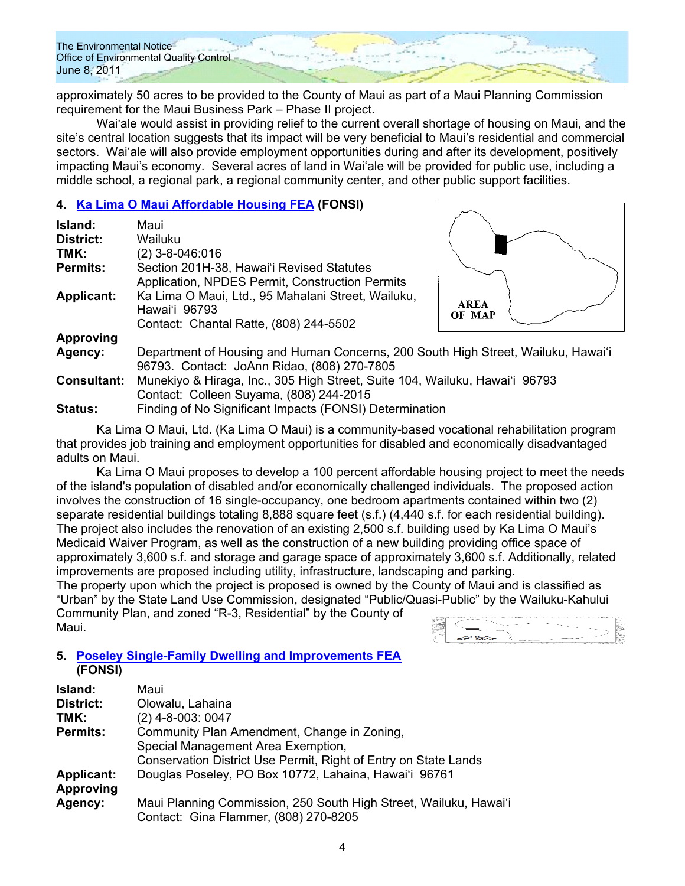approximately 50 acres to be provided to the County of Maui as part of a Maui Planning Commission requirement for the Maui Business Park – Phase II project.

Waiʻale would assist in providing relief to the current overall shortage of housing on Maui, and the site's central location suggests that its impact will be very beneficial to Maui's residential and commercial sectors. Waiʻale will also provide employment opportunities during and after its development, positively impacting Maui's economy. Several acres of land in Waiʻale will be provided for public use, including a middle school, a regional park, a regional community center, and other public support facilities.

### 4. Ka Lima O Maui Affordable Housing FEA (FONSI)

**Island:** Maui
**District:** Wailuku
**TMK:** (2) 3-8-046:016
**Permits:** Section 201H-38, Hawaiʻi Revised Statutes Application, NPDES Permit, Construction Permits
**Applicant:** Ka Lima O Maui, Ltd., 95 Mahalani Street, Wailuku, Hawaiʻi 96793
Contact: Chantal Ratte, (808) 244-5502
**Approving Agency:** Department of Housing and Human Concerns, 200 South High Street, Wailuku, Hawaiʻi 96793. Contact: JoAnn Ridao, (808) 270-7805
**Consultant:** Munekiyo & Hiraga, Inc., 305 High Street, Suite 104, Wailuku, Hawaiʻi 96793
Contact: Colleen Suyama, (808) 244-2015
**Status:** Finding of No Significant Impacts (FONSI) Determination

AREA OF MAP

Ka Lima O Maui, Ltd. (Ka Lima O Maui) is a community-based vocational rehabilitation program that provides job training and employment opportunities for disabled and economically disadvantaged adults on Maui.

Ka Lima O Maui proposes to develop a 100 percent affordable housing project to meet the needs of the island's population of disabled and/or economically challenged individuals. The proposed action involves the construction of 16 single-occupancy, one bedroom apartments contained within two (2) separate residential buildings totaling 8,888 square feet (s.f.) (4,440 s.f. for each residential building). The project also includes the renovation of an existing 2,500 s.f. building used by Ka Lima O Maui's Medicaid Waiver Program, as well as the construction of a new building providing office space of approximately 3,600 s.f. and storage and garage space of approximately 3,600 s.f. Additionally, related improvements are proposed including utility, infrastructure, landscaping and parking.

The property upon which the project is proposed is owned by the County of Maui and is classified as "Urban" by the State Land Use Commission, designated "Public/Quasi-Public" by the Wailuku-Kahului Community Plan, and zoned "R-3, Residential" by the County of Maui.

### 5. Poseley Single-Family Dwelling and Improvements FEA (FONSI)

**Island:** Maui
**District:** Olowalu, Lahaina
**TMK:** (2) 4-8-003: 0047
**Permits:** Community Plan Amendment, Change in Zoning, Special Management Area Exemption, Conservation District Use Permit, Right of Entry on State Lands
**Applicant:** Douglas Poseley, PO Box 10772, Lahaina, Hawaiʻi 96761
**Approving Agency:** Maui Planning Commission, 250 South High Street, Wailuku, Hawaiʻi
Contact: Gina Flammer, (808) 270-8205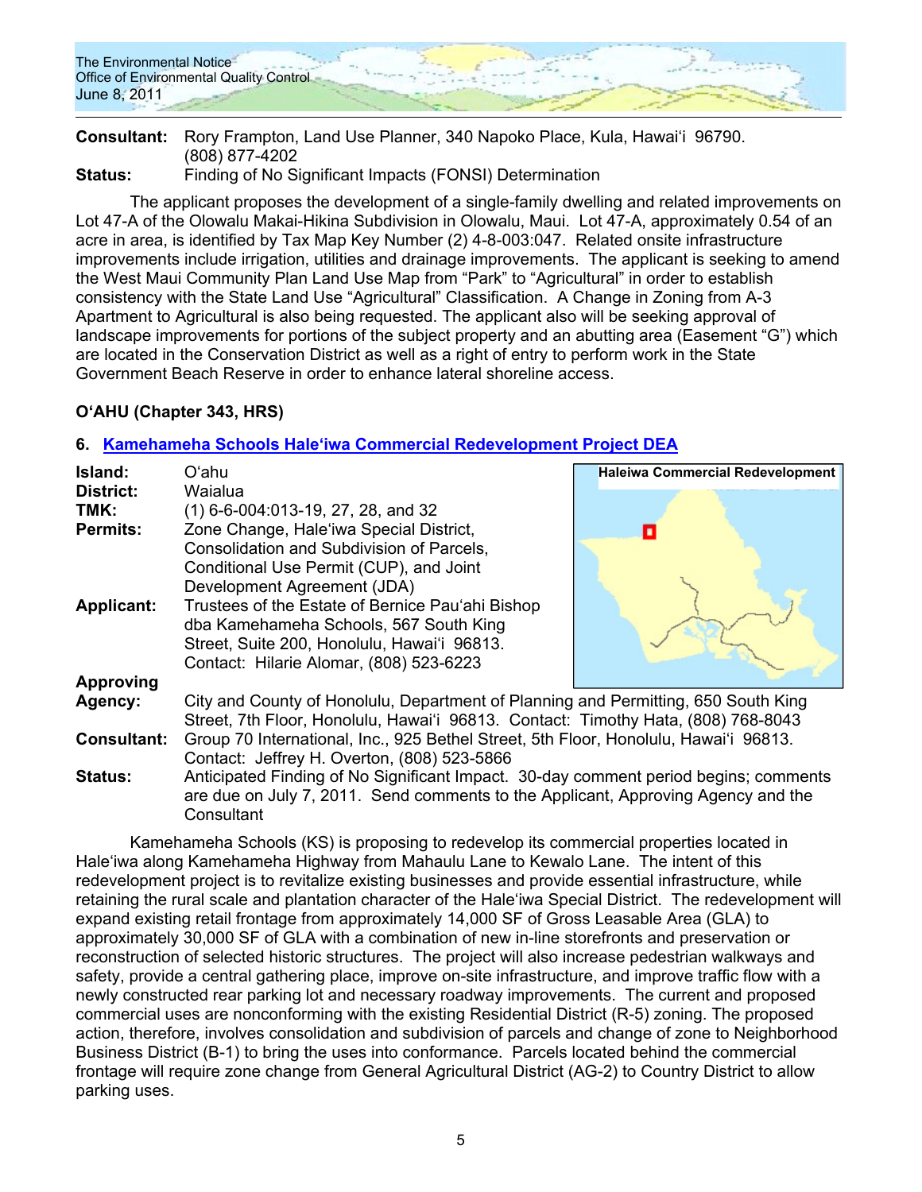**Consultant:** Rory Frampton, Land Use Planner, 340 Napoko Place, Kula, Hawai'i 96790. (808) 877-4202

**Status:** Finding of No Significant Impacts (FONSI) Determination

The applicant proposes the development of a single-family dwelling and related improvements on Lot 47-A of the Olowalu Makai-Hikina Subdivision in Olowalu, Maui. Lot 47-A, approximately 0.54 of an acre in area, is identified by Tax Map Key Number (2) 4-8-003:047. Related onsite infrastructure improvements include irrigation, utilities and drainage improvements. The applicant is seeking to amend the West Maui Community Plan Land Use Map from "Park" to "Agricultural" in order to establish consistency with the State Land Use "Agricultural" Classification. A Change in Zoning from A-3 Apartment to Agricultural is also being requested. The applicant also will be seeking approval of landscape improvements for portions of the subject property and an abutting area (Easement "G") which are located in the Conservation District as well as a right of entry to perform work in the State Government Beach Reserve in order to enhance lateral shoreline access.

### O'AHU (Chapter 343, HRS)

### 6. Kamehameha Schools Hale'iwa Commercial Redevelopment Project DEA

**Island:** O'ahu

**District:** Waialua

**TMK:** (1) 6-6-004:013-19, 27, 28, and 32

**Permits:** Zone Change, Hale'iwa Special District, Consolidation and Subdivision of Parcels, Conditional Use Permit (CUP), and Joint Development Agreement (JDA)

**Applicant:** Trustees of the Estate of Bernice Pau'ahi Bishop dba Kamehameha Schools, 567 South King Street, Suite 200, Honolulu, Hawai'i 96813. Contact: Hilarie Alomar, (808) 523-6223

**Approving Agency:** City and County of Honolulu, Department of Planning and Permitting, 650 South King Street, 7th Floor, Honolulu, Hawai'i 96813. Contact: Timothy Hata, (808) 768-8043

**Consultant:** Group 70 International, Inc., 925 Bethel Street, 5th Floor, Honolulu, Hawai'i 96813. Contact: Jeffrey H. Overton, (808) 523-5866

**Status:** Anticipated Finding of No Significant Impact. 30-day comment period begins; comments are due on July 7, 2011. Send comments to the Applicant, Approving Agency and the Consultant

Haleiwa Commercial Redevelopment

Kamehameha Schools (KS) is proposing to redevelop its commercial properties located in Hale'iwa along Kamehameha Highway from Mahaulu Lane to Kewalo Lane. The intent of this redevelopment project is to revitalize existing businesses and provide essential infrastructure, while retaining the rural scale and plantation character of the Hale'iwa Special District. The redevelopment will expand existing retail frontage from approximately 14,000 SF of Gross Leasable Area (GLA) to approximately 30,000 SF of GLA with a combination of new in-line storefronts and preservation or reconstruction of selected historic structures. The project will also increase pedestrian walkways and safety, provide a central gathering place, improve on-site infrastructure, and improve traffic flow with a newly constructed rear parking lot and necessary roadway improvements. The current and proposed commercial uses are nonconforming with the existing Residential District (R-5) zoning. The proposed action, therefore, involves consolidation and subdivision of parcels and change of zone to Neighborhood Business District (B-1) to bring the uses into conformance. Parcels located behind the commercial frontage will require zone change from General Agricultural District (AG-2) to Country District to allow parking uses.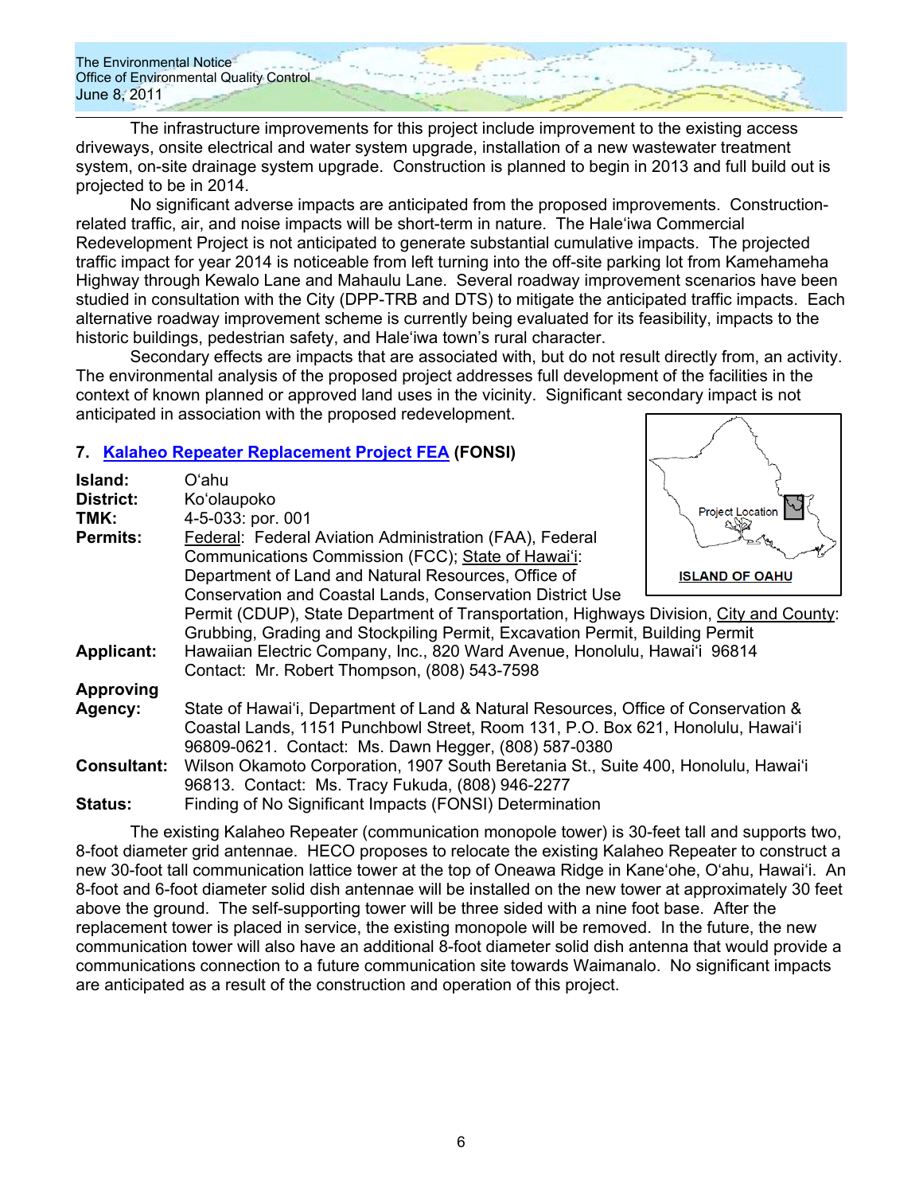The infrastructure improvements for this project include improvement to the existing access driveways, onsite electrical and water system upgrade, installation of a new wastewater treatment system, on-site drainage system upgrade. Construction is planned to begin in 2013 and full build out is projected to be in 2014.

No significant adverse impacts are anticipated from the proposed improvements. Construction-related traffic, air, and noise impacts will be short-term in nature. The Haleʻiwa Commercial Redevelopment Project is not anticipated to generate substantial cumulative impacts. The projected traffic impact for year 2014 is noticeable from left turning into the off-site parking lot from Kamehameha Highway through Kewalo Lane and Mahaulu Lane. Several roadway improvement scenarios have been studied in consultation with the City (DPP-TRB and DTS) to mitigate the anticipated traffic impacts. Each alternative roadway improvement scheme is currently being evaluated for its feasibility, impacts to the historic buildings, pedestrian safety, and Haleʻiwa town's rural character.

Secondary effects are impacts that are associated with, but do not result directly from, an activity. The environmental analysis of the proposed project addresses full development of the facilities in the context of known planned or approved land uses in the vicinity. Significant secondary impact is not anticipated in association with the proposed redevelopment.

## 7. Kalaheo Repeater Replacement Project FEA (FONSI)

**Island:** Oʻahu
**District:** Koʻolaupoko
**TMK:** 4-5-033: por. 001
**Permits:** Federal: Federal Aviation Administration (FAA), Federal Communications Commission (FCC); State of Hawaiʻi: Department of Land and Natural Resources, Office of Conservation and Coastal Lands, Conservation District Use Permit (CDUP), State Department of Transportation, Highways Division, City and County: Grubbing, Grading and Stockpiling Permit, Excavation Permit, Building Permit
**Applicant:** Hawaiian Electric Company, Inc., 820 Ward Avenue, Honolulu, Hawaiʻi 96814. Contact: Mr. Robert Thompson, (808) 543-7598
**Approving Agency:** State of Hawaiʻi, Department of Land & Natural Resources, Office of Conservation & Coastal Lands, 1151 Punchbowl Street, Room 131, P.O. Box 621, Honolulu, Hawaiʻi 96809-0621. Contact: Ms. Dawn Hegger, (808) 587-0380
**Consultant:** Wilson Okamoto Corporation, 1907 South Beretania St., Suite 400, Honolulu, Hawaiʻi 96813. Contact: Ms. Tracy Fukuda, (808) 946-2277
**Status:** Finding of No Significant Impacts (FONSI) Determination

Project Location

ISLAND OF OAHU

The existing Kalaheo Repeater (communication monopole tower) is 30-feet tall and supports two, 8-foot diameter grid antennae. HECO proposes to relocate the existing Kalaheo Repeater to construct a new 30-foot tall communication lattice tower at the top of Oneawa Ridge in Kaneʻohe, Oʻahu, Hawaiʻi. An 8-foot and 6-foot diameter solid dish antennae will be installed on the new tower at approximately 30 feet above the ground. The self-supporting tower will be three sided with a nine foot base. After the replacement tower is placed in service, the existing monopole will be removed. In the future, the new communication tower will also have an additional 8-foot diameter solid dish antenna that would provide a communications connection to a future communication site towards Waimanalo. No significant impacts are anticipated as a result of the construction and operation of this project.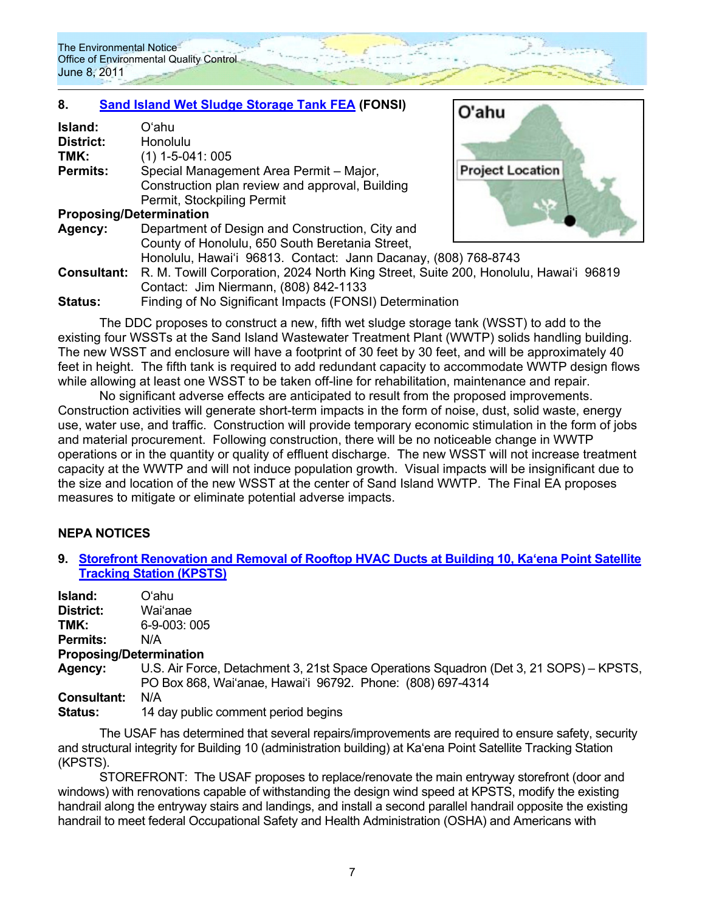## 8. Sand Island Wet Sludge Storage Tank FEA (FONSI)

**Island:** Oʻahu
**District:** Honolulu
**TMK:** (1) 1-5-041: 005
**Permits:** Special Management Area Permit – Major, Construction plan review and approval, Building Permit, Stockpiling Permit

**Proposing/Determination**
**Agency:** Department of Design and Construction, City and County of Honolulu, 650 South Beretania Street, Honolulu, Hawaiʻi 96813. Contact: Jann Dacanay, (808) 768-8743
**Consultant:** R. M. Towill Corporation, 2024 North King Street, Suite 200, Honolulu, Hawaiʻi 96819 Contact: Jim Niermann, (808) 842-1133
**Status:** Finding of No Significant Impacts (FONSI) Determination

O'ahu

Project Location

The DDC proposes to construct a new, fifth wet sludge storage tank (WSST) to add to the existing four WSSTs at the Sand Island Wastewater Treatment Plant (WWTP) solids handling building. The new WSST and enclosure will have a footprint of 30 feet by 30 feet, and will be approximately 40 feet in height. The fifth tank is required to add redundant capacity to accommodate WWTP design flows while allowing at least one WSST to be taken off-line for rehabilitation, maintenance and repair.

No significant adverse effects are anticipated to result from the proposed improvements. Construction activities will generate short-term impacts in the form of noise, dust, solid waste, energy use, water use, and traffic. Construction will provide temporary economic stimulation in the form of jobs and material procurement. Following construction, there will be no noticeable change in WWTP operations or in the quantity or quality of effluent discharge. The new WSST will not increase treatment capacity at the WWTP and will not induce population growth. Visual impacts will be insignificant due to the size and location of the new WSST at the center of Sand Island WWTP. The Final EA proposes measures to mitigate or eliminate potential adverse impacts.

# NEPA NOTICES

## 9. Storefront Renovation and Removal of Rooftop HVAC Ducts at Building 10, Kaʻena Point Satellite Tracking Station (KPSTS)

**Island:** Oʻahu
**District:** Waiʻanae
**TMK:** 6-9-003: 005
**Permits:** N/A

**Proposing/Determination**
**Agency:** U.S. Air Force, Detachment 3, 21st Space Operations Squadron (Det 3, 21 SOPS) – KPSTS, PO Box 868, Waiʻanae, Hawaiʻi 96792. Phone: (808) 697-4314
**Consultant:** N/A
**Status:** 14 day public comment period begins

The USAF has determined that several repairs/improvements are required to ensure safety, security and structural integrity for Building 10 (administration building) at Kaʻena Point Satellite Tracking Station (KPSTS).

STOREFRONT: The USAF proposes to replace/renovate the main entryway storefront (door and windows) with renovations capable of withstanding the design wind speed at KPSTS, modify the existing handrail along the entryway stairs and landings, and install a second parallel handrail opposite the existing handrail to meet federal Occupational Safety and Health Administration (OSHA) and Americans with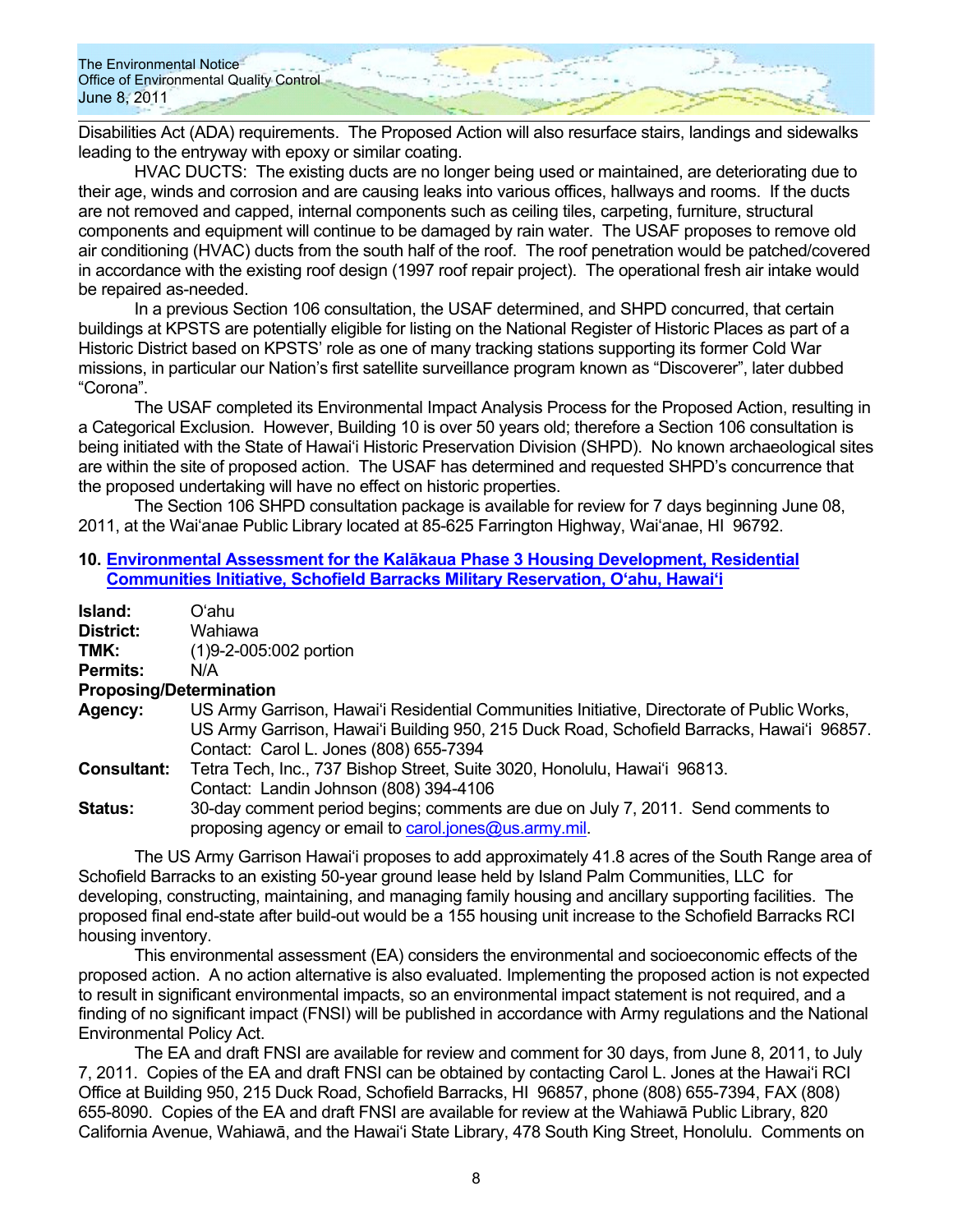Disabilities Act (ADA) requirements. The Proposed Action will also resurface stairs, landings and sidewalks leading to the entryway with epoxy or similar coating.

HVAC DUCTS: The existing ducts are no longer being used or maintained, are deteriorating due to their age, winds and corrosion and are causing leaks into various offices, hallways and rooms. If the ducts are not removed and capped, internal components such as ceiling tiles, carpeting, furniture, structural components and equipment will continue to be damaged by rain water. The USAF proposes to remove old air conditioning (HVAC) ducts from the south half of the roof. The roof penetration would be patched/covered in accordance with the existing roof design (1997 roof repair project). The operational fresh air intake would be repaired as-needed.

In a previous Section 106 consultation, the USAF determined, and SHPD concurred, that certain buildings at KPSTS are potentially eligible for listing on the National Register of Historic Places as part of a Historic District based on KPSTS' role as one of many tracking stations supporting its former Cold War missions, in particular our Nation's first satellite surveillance program known as "Discoverer", later dubbed "Corona".

The USAF completed its Environmental Impact Analysis Process for the Proposed Action, resulting in a Categorical Exclusion. However, Building 10 is over 50 years old; therefore a Section 106 consultation is being initiated with the State of Hawaiʻi Historic Preservation Division (SHPD). No known archaeological sites are within the site of proposed action. The USAF has determined and requested SHPD's concurrence that the proposed undertaking will have no effect on historic properties.

The Section 106 SHPD consultation package is available for review for 7 days beginning June 08, 2011, at the Waiʻanae Public Library located at 85-625 Farrington Highway, Waiʻanae, HI 96792.

## 10. Environmental Assessment for the Kalākaua Phase 3 Housing Development, Residential Communities Initiative, Schofield Barracks Military Reservation, Oʻahu, Hawaiʻi

**Island:** Oʻahu
**District:** Wahiawa
**TMK:** (1)9-2-005:002 portion
**Permits:** N/A
**Proposing/Determination**
**Agency:** US Army Garrison, Hawaiʻi Residential Communities Initiative, Directorate of Public Works, US Army Garrison, Hawaiʻi Building 950, 215 Duck Road, Schofield Barracks, Hawaiʻi 96857. Contact: Carol L. Jones (808) 655-7394
**Consultant:** Tetra Tech, Inc., 737 Bishop Street, Suite 3020, Honolulu, Hawaiʻi 96813. Contact: Landin Johnson (808) 394-4106
**Status:** 30-day comment period begins; comments are due on July 7, 2011. Send comments to proposing agency or email to carol.jones@us.army.mil.

The US Army Garrison Hawaiʻi proposes to add approximately 41.8 acres of the South Range area of Schofield Barracks to an existing 50-year ground lease held by Island Palm Communities, LLC for developing, constructing, maintaining, and managing family housing and ancillary supporting facilities. The proposed final end-state after build-out would be a 155 housing unit increase to the Schofield Barracks RCI housing inventory.

This environmental assessment (EA) considers the environmental and socioeconomic effects of the proposed action. A no action alternative is also evaluated. Implementing the proposed action is not expected to result in significant environmental impacts, so an environmental impact statement is not required, and a finding of no significant impact (FNSI) will be published in accordance with Army regulations and the National Environmental Policy Act.

The EA and draft FNSI are available for review and comment for 30 days, from June 8, 2011, to July 7, 2011. Copies of the EA and draft FNSI can be obtained by contacting Carol L. Jones at the Hawaiʻi RCI Office at Building 950, 215 Duck Road, Schofield Barracks, HI 96857, phone (808) 655-7394, FAX (808) 655-8090. Copies of the EA and draft FNSI are available for review at the Wahiawā Public Library, 820 California Avenue, Wahiawā, and the Hawaiʻi State Library, 478 South King Street, Honolulu. Comments on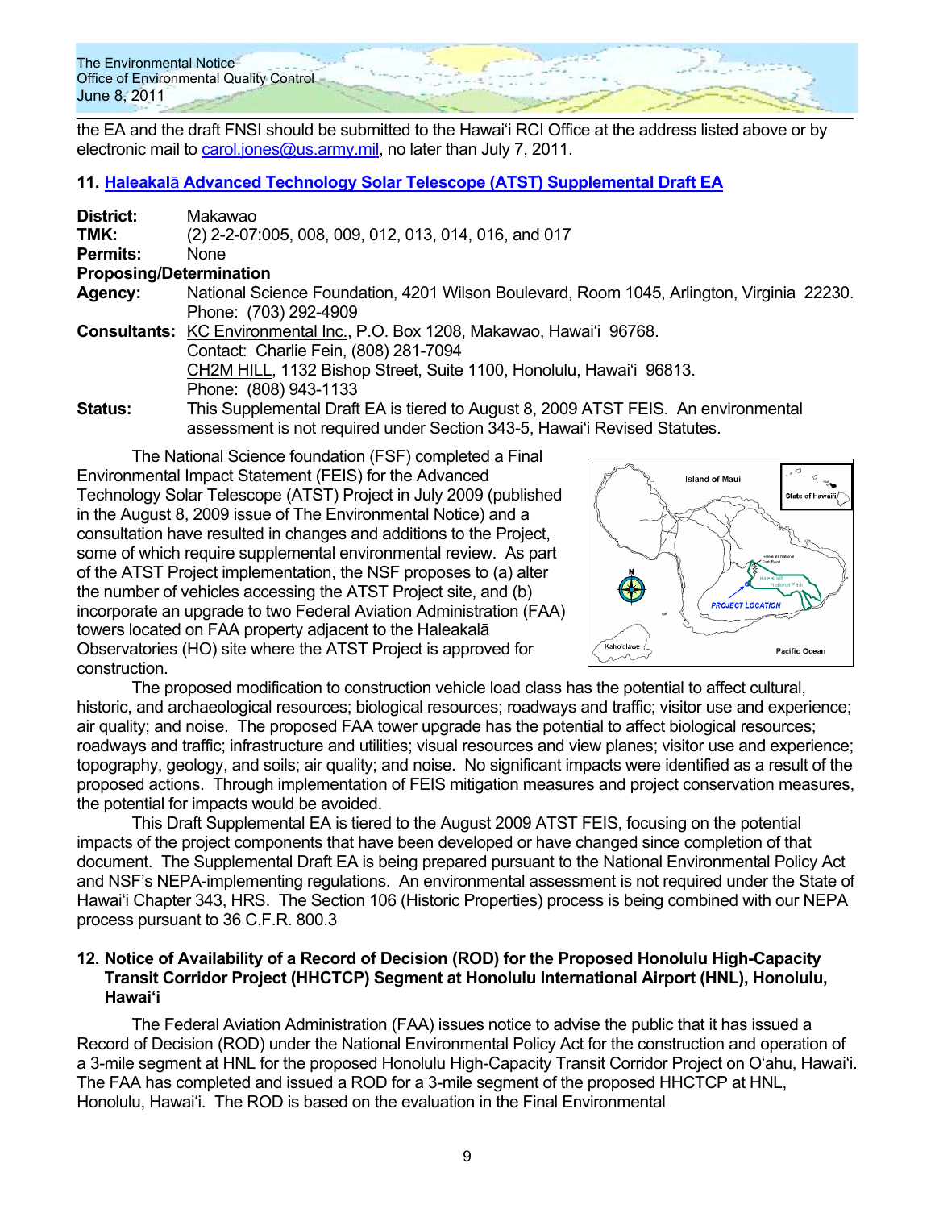the EA and the draft FNSI should be submitted to the Hawaiʻi RCI Office at the address listed above or by electronic mail to carol.jones@us.army.mil, no later than July 7, 2011.

### 11. Haleakalā Advanced Technology Solar Telescope (ATST) Supplemental Draft EA

**District:** Makawao
**TMK:** (2) 2-2-07:005, 008, 009, 012, 013, 014, 016, and 017
**Permits:** None
**Proposing/Determination**
**Agency:** National Science Foundation, 4201 Wilson Boulevard, Room 1045, Arlington, Virginia 22230. Phone: (703) 292-4909
**Consultants:** KC Environmental Inc., P.O. Box 1208, Makawao, Hawaiʻi 96768. Contact: Charlie Fein, (808) 281-7094
CH2M HILL, 1132 Bishop Street, Suite 1100, Honolulu, Hawaiʻi 96813. Phone: (808) 943-1133
**Status:** This Supplemental Draft EA is tiered to August 8, 2009 ATST FEIS. An environmental assessment is not required under Section 343-5, Hawaiʻi Revised Statutes.

The National Science foundation (FSF) completed a Final Environmental Impact Statement (FEIS) for the Advanced Technology Solar Telescope (ATST) Project in July 2009 (published in the August 8, 2009 issue of The Environmental Notice) and a consultation have resulted in changes and additions to the Project, some of which require supplemental environmental review. As part of the ATST Project implementation, the NSF proposes to (a) alter the number of vehicles accessing the ATST Project site, and (b) incorporate an upgrade to two Federal Aviation Administration (FAA) towers located on FAA property adjacent to the Haleakalā Observatories (HO) site where the ATST Project is approved for construction.

The proposed modification to construction vehicle load class has the potential to affect cultural, historic, and archaeological resources; biological resources; roadways and traffic; visitor use and experience; air quality; and noise. The proposed FAA tower upgrade has the potential to affect biological resources; roadways and traffic; infrastructure and utilities; visual resources and view planes; visitor use and experience; topography, geology, and soils; air quality; and noise. No significant impacts were identified as a result of the proposed actions. Through implementation of FEIS mitigation measures and project conservation measures, the potential for impacts would be avoided.

This Draft Supplemental EA is tiered to the August 2009 ATST FEIS, focusing on the potential impacts of the project components that have been developed or have changed since completion of that document. The Supplemental Draft EA is being prepared pursuant to the National Environmental Policy Act and NSF's NEPA-implementing regulations. An environmental assessment is not required under the State of Hawaiʻi Chapter 343, HRS. The Section 106 (Historic Properties) process is being combined with our NEPA process pursuant to 36 C.F.R. 800.3

### 12. Notice of Availability of a Record of Decision (ROD) for the Proposed Honolulu High-Capacity Transit Corridor Project (HHCTCP) Segment at Honolulu International Airport (HNL), Honolulu, Hawaiʻi

The Federal Aviation Administration (FAA) issues notice to advise the public that it has issued a Record of Decision (ROD) under the National Environmental Policy Act for the construction and operation of a 3-mile segment at HNL for the proposed Honolulu High-Capacity Transit Corridor Project on Oʻahu, Hawaiʻi. The FAA has completed and issued a ROD for a 3-mile segment of the proposed HHCTCP at HNL, Honolulu, Hawaiʻi. The ROD is based on the evaluation in the Final Environmental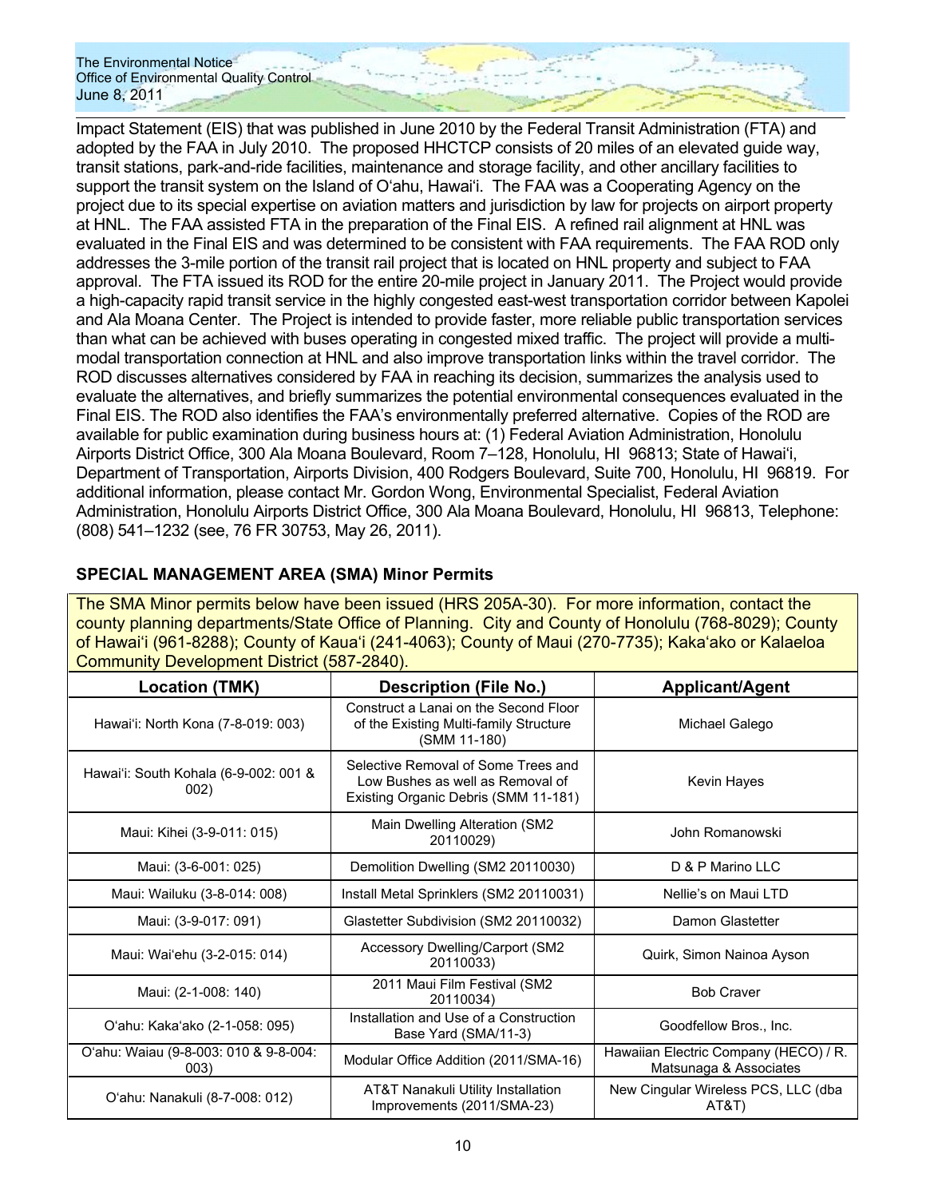Impact Statement (EIS) that was published in June 2010 by the Federal Transit Administration (FTA) and adopted by the FAA in July 2010. The proposed HHCTCP consists of 20 miles of an elevated guide way, transit stations, park-and-ride facilities, maintenance and storage facility, and other ancillary facilities to support the transit system on the Island of O'ahu, Hawai'i. The FAA was a Cooperating Agency on the project due to its special expertise on aviation matters and jurisdiction by law for projects on airport property at HNL. The FAA assisted FTA in the preparation of the Final EIS. A refined rail alignment at HNL was evaluated in the Final EIS and was determined to be consistent with FAA requirements. The FAA ROD only addresses the 3-mile portion of the transit rail project that is located on HNL property and subject to FAA approval. The FTA issued its ROD for the entire 20-mile project in January 2011. The Project would provide a high-capacity rapid transit service in the highly congested east-west transportation corridor between Kapolei and Ala Moana Center. The Project is intended to provide faster, more reliable public transportation services than what can be achieved with buses operating in congested mixed traffic. The project will provide a multi-modal transportation connection at HNL and also improve transportation links within the travel corridor. The ROD discusses alternatives considered by FAA in reaching its decision, summarizes the analysis used to evaluate the alternatives, and briefly summarizes the potential environmental consequences evaluated in the Final EIS. The ROD also identifies the FAA's environmentally preferred alternative. Copies of the ROD are available for public examination during business hours at: (1) Federal Aviation Administration, Honolulu Airports District Office, 300 Ala Moana Boulevard, Room 7–128, Honolulu, HI 96813; State of Hawai'i, Department of Transportation, Airports Division, 400 Rodgers Boulevard, Suite 700, Honolulu, HI 96819. For additional information, please contact Mr. Gordon Wong, Environmental Specialist, Federal Aviation Administration, Honolulu Airports District Office, 300 Ala Moana Boulevard, Honolulu, HI 96813, Telephone: (808) 541–1232 (see, 76 FR 30753, May 26, 2011).

## SPECIAL MANAGEMENT AREA (SMA) Minor Permits

The SMA Minor permits below have been issued (HRS 205A-30). For more information, contact the county planning departments/State Office of Planning. City and County of Honolulu (768-8029); County of Hawai'i (961-8288); County of Kaua'i (241-4063); County of Maui (270-7735); Kaka'ako or Kalaeloa Community Development District (587-2840).

| Location (TMK) | Description (File No.) | Applicant/Agent |
| --- | --- | --- |
| Hawai'i: North Kona (7-8-019: 003) | Construct a Lanai on the Second Floor of the Existing Multi-family Structure (SMM 11-180) | Michael Galego |
| Hawai'i: South Kohala (6-9-002: 001 & 002) | Selective Removal of Some Trees and Low Bushes as well as Removal of Existing Organic Debris (SMM 11-181) | Kevin Hayes |
| Maui: Kihei (3-9-011: 015) | Main Dwelling Alteration (SM2 20110029) | John Romanowski |
| Maui: (3-6-001: 025) | Demolition Dwelling (SM2 20110030) | D & P Marino LLC |
| Maui: Wailuku (3-8-014: 008) | Install Metal Sprinklers (SM2 20110031) | Nellie's on Maui LTD |
| Maui: (3-9-017: 091) | Glastetter Subdivision (SM2 20110032) | Damon Glastetter |
| Maui: Wai'ehu (3-2-015: 014) | Accessory Dwelling/Carport (SM2 20110033) | Quirk, Simon Nainoa Ayson |
| Maui: (2-1-008: 140) | 2011 Maui Film Festival (SM2 20110034) | Bob Craver |
| O'ahu: Kaka'ako (2-1-058: 095) | Installation and Use of a Construction Base Yard (SMA/11-3) | Goodfellow Bros., Inc. |
| O'ahu: Waiau (9-8-003: 010 & 9-8-004: 003) | Modular Office Addition (2011/SMA-16) | Hawaiian Electric Company (HECO) / R. Matsunaga & Associates |
| O'ahu: Nanakuli (8-7-008: 012) | AT&T Nanakuli Utility Installation Improvements (2011/SMA-23) | New Cingular Wireless PCS, LLC (dba AT&T) |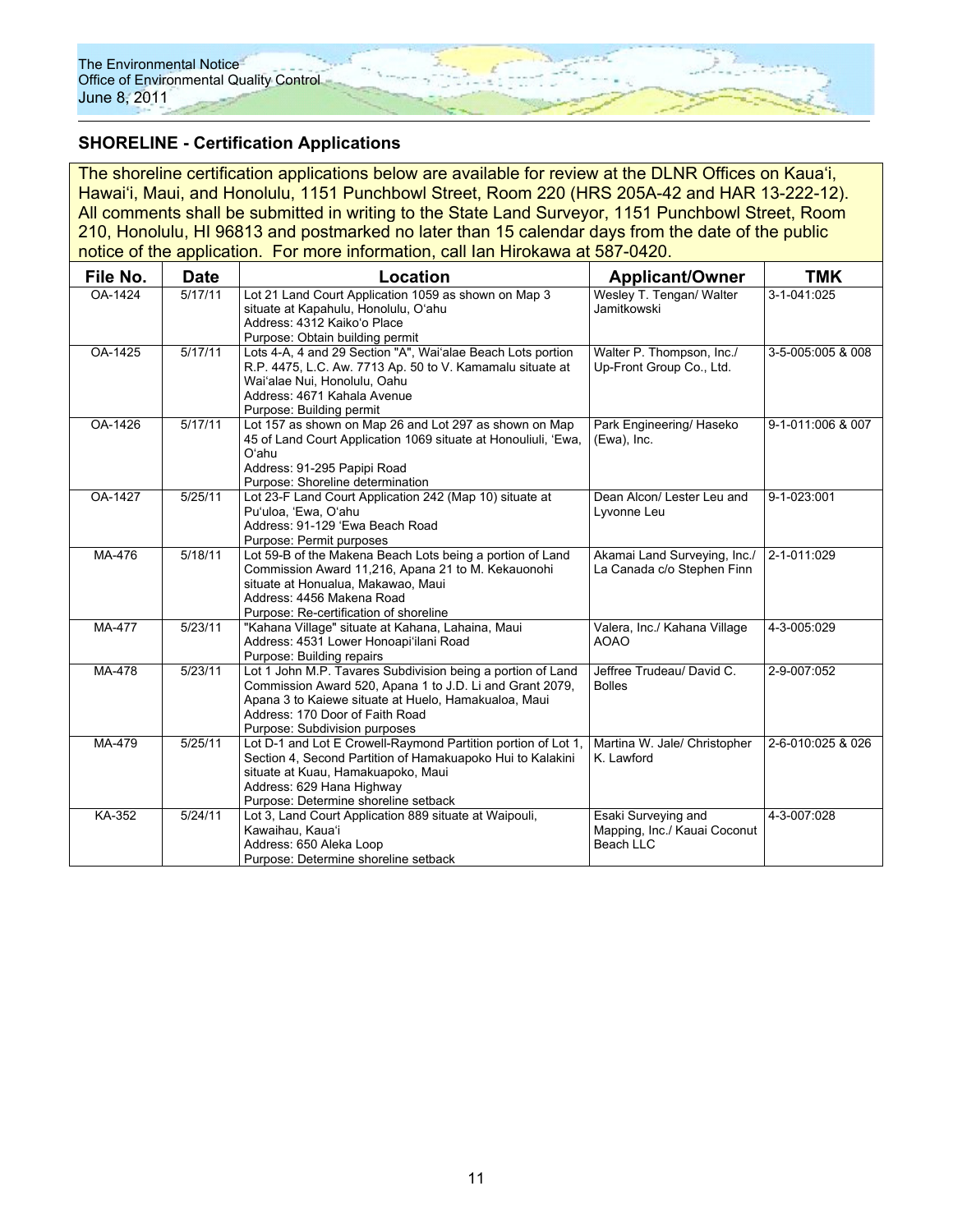## SHORELINE - Certification Applications

The shoreline certification applications below are available for review at the DLNR Offices on Kaua'i, Hawai'i, Maui, and Honolulu, 1151 Punchbowl Street, Room 220 (HRS 205A-42 and HAR 13-222-12). All comments shall be submitted in writing to the State Land Surveyor, 1151 Punchbowl Street, Room 210, Honolulu, HI 96813 and postmarked no later than 15 calendar days from the date of the public notice of the application. For more information, call Ian Hirokawa at 587-0420.

| File No. | Date | Location | Applicant/Owner | TMK |
|---|---|---|---|---|
| OA-1424 | 5/17/11 | Lot 21 Land Court Application 1059 as shown on Map 3 situate at Kapahulu, Honolulu, O'ahu<br>Address: 4312 Kaiko'o Place<br>Purpose: Obtain building permit | Wesley T. Tengan/ Walter Jamitkowski | 3-1-041:025 |
| OA-1425 | 5/17/11 | Lots 4-A, 4 and 29 Section "A", Wai'alae Beach Lots portion R.P. 4475, L.C. Aw. 7713 Ap. 50 to V. Kamamalu situate at Wai'alae Nui, Honolulu, Oahu<br>Address: 4671 Kahala Avenue<br>Purpose: Building permit | Walter P. Thompson, Inc./ Up-Front Group Co., Ltd. | 3-5-005:005 & 008 |
| OA-1426 | 5/17/11 | Lot 157 as shown on Map 26 and Lot 297 as shown on Map 45 of Land Court Application 1069 situate at Honouliuli, 'Ewa, O'ahu<br>Address: 91-295 Papipi Road<br>Purpose: Shoreline determination | Park Engineering/ Haseko (Ewa), Inc. | 9-1-011:006 & 007 |
| OA-1427 | 5/25/11 | Lot 23-F Land Court Application 242 (Map 10) situate at Pu'uloa, 'Ewa, O'ahu<br>Address: 91-129 'Ewa Beach Road<br>Purpose: Permit purposes | Dean Alcon/ Lester Leu and Lyvonne Leu | 9-1-023:001 |
| MA-476 | 5/18/11 | Lot 59-B of the Makena Beach Lots being a portion of Land Commission Award 11,216, Apana 21 to M. Kekauonohi situate at Honualua, Makawao, Maui<br>Address: 4456 Makena Road<br>Purpose: Re-certification of shoreline | Akamai Land Surveying, Inc./ La Canada c/o Stephen Finn | 2-1-011:029 |
| MA-477 | 5/23/11 | "Kahana Village" situate at Kahana, Lahaina, Maui<br>Address: 4531 Lower Honoapi'ilani Road<br>Purpose: Building repairs | Valera, Inc./ Kahana Village AOAO | 4-3-005:029 |
| MA-478 | 5/23/11 | Lot 1 John M.P. Tavares Subdivision being a portion of Land Commission Award 520, Apana 1 to J.D. Li and Grant 2079, Apana 3 to Kaiewe situate at Huelo, Hamakualoa, Maui<br>Address: 170 Door of Faith Road<br>Purpose: Subdivision purposes | Jeffree Trudeau/ David C. Bolles | 2-9-007:052 |
| MA-479 | 5/25/11 | Lot D-1 and Lot E Crowell-Raymond Partition portion of Lot 1, Section 4, Second Partition of Hamakuapoko Hui to Kalakini situate at Kuau, Hamakuapoko, Maui<br>Address: 629 Hana Highway<br>Purpose: Determine shoreline setback | Martina W. Jale/ Christopher K. Lawford | 2-6-010:025 & 026 |
| KA-352 | 5/24/11 | Lot 3, Land Court Application 889 situate at Waipouli, Kawaihau, Kaua'i<br>Address: 650 Aleka Loop<br>Purpose: Determine shoreline setback | Esaki Surveying and Mapping, Inc./ Kauai Coconut Beach LLC | 4-3-007:028 |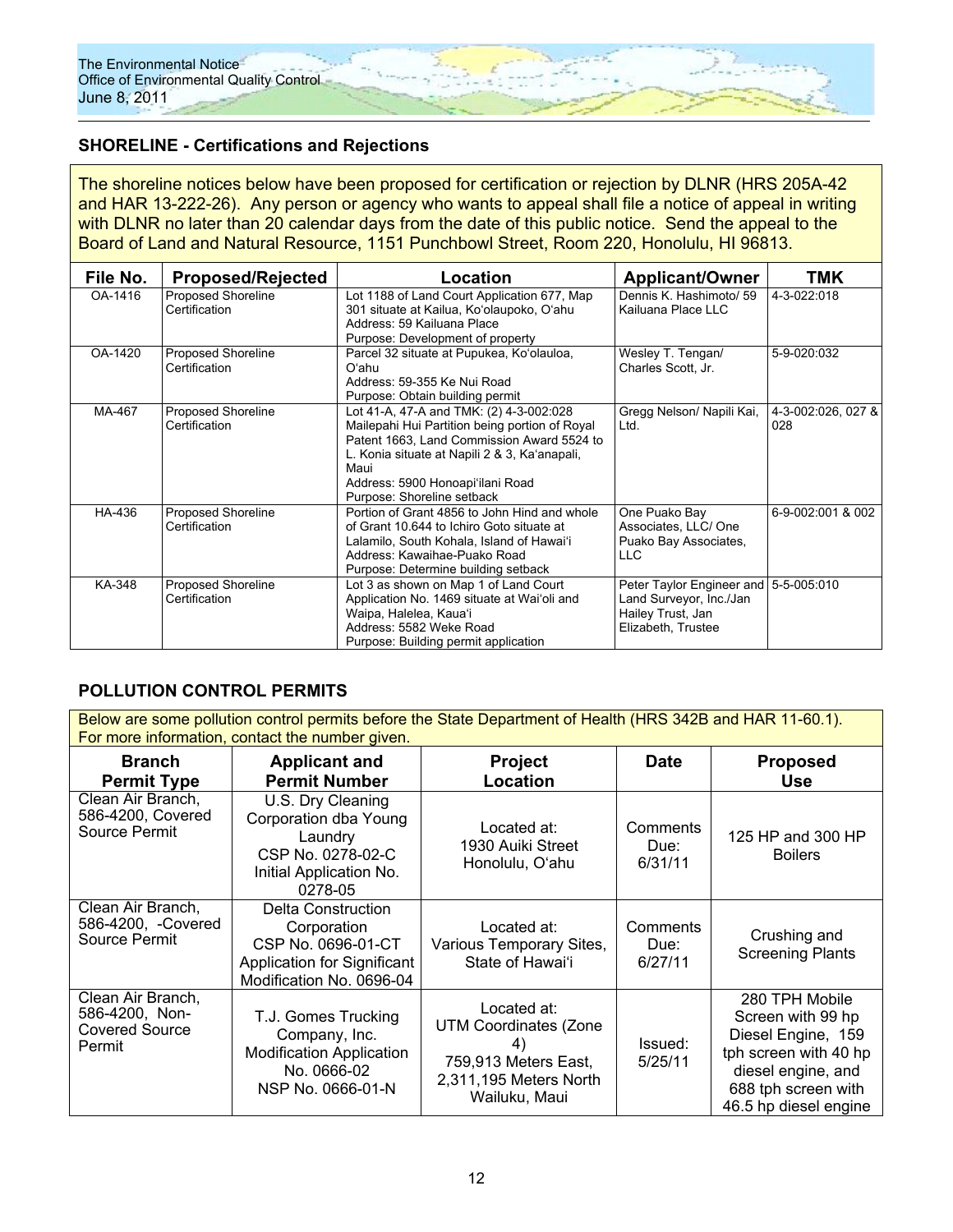## SHORELINE - Certifications and Rejections

The shoreline notices below have been proposed for certification or rejection by DLNR (HRS 205A-42 and HAR 13-222-26). Any person or agency who wants to appeal shall file a notice of appeal in writing with DLNR no later than 20 calendar days from the date of this public notice. Send the appeal to the Board of Land and Natural Resource, 1151 Punchbowl Street, Room 220, Honolulu, HI 96813.

| File No. | Proposed/Rejected | Location | Applicant/Owner | TMK |
|---|---|---|---|---|
| OA-1416 | Proposed Shoreline Certification | Lot 1188 of Land Court Application 677, Map 301 situate at Kailua, Ko'olaupoko, O'ahu<br>Address: 59 Kailuana Place<br>Purpose: Development of property | Dennis K. Hashimoto/ 59 Kailuana Place LLC | 4-3-022:018 |
| OA-1420 | Proposed Shoreline Certification | Parcel 32 situate at Pupukea, Ko'olauloa, O'ahu<br>Address: 59-355 Ke Nui Road<br>Purpose: Obtain building permit | Wesley T. Tengan/ Charles Scott, Jr. | 5-9-020:032 |
| MA-467 | Proposed Shoreline Certification | Lot 41-A, 47-A and TMK: (2) 4-3-002:028 Mailepahi Hui Partition being portion of Royal Patent 1663, Land Commission Award 5524 to L. Konia situate at Napili 2 & 3, Ka'anapali, Maui<br>Address: 5900 Honoapi'ilani Road<br>Purpose: Shoreline setback | Gregg Nelson/ Napili Kai, Ltd. | 4-3-002:026, 027 & 028 |
| HA-436 | Proposed Shoreline Certification | Portion of Grant 4856 to John Hind and whole of Grant 10.644 to Ichiro Goto situate at Lalamilo, South Kohala, Island of Hawai'i<br>Address: Kawaihae-Puako Road<br>Purpose: Determine building setback | One Puako Bay Associates, LLC/ One Puako Bay Associates, LLC | 6-9-002:001 & 002 |
| KA-348 | Proposed Shoreline Certification | Lot 3 as shown on Map 1 of Land Court Application No. 1469 situate at Wai'oli and Waipa, Halelea, Kaua'i<br>Address: 5582 Weke Road<br>Purpose: Building permit application | Peter Taylor Engineer and Land Surveyor, Inc./Jan Hailey Trust, Jan Elizabeth, Trustee | 5-5-005:010 |

## POLLUTION CONTROL PERMITS

Below are some pollution control permits before the State Department of Health (HRS 342B and HAR 11-60.1). For more information, contact the number given.

| Branch Permit Type | Applicant and Permit Number | Project Location | Date | Proposed Use |
|---|---|---|---|---|
| Clean Air Branch, 586-4200, Covered Source Permit | U.S. Dry Cleaning Corporation dba Young Laundry<br>CSP No. 0278-02-C<br>Initial Application No. 0278-05 | Located at:<br>1930 Auiki Street<br>Honolulu, O'ahu | Comments Due: 6/31/11 | 125 HP and 300 HP Boilers |
| Clean Air Branch, 586-4200, -Covered Source Permit | Delta Construction Corporation<br>CSP No. 0696-01-CT<br>Application for Significant Modification No. 0696-04 | Located at:<br>Various Temporary Sites, State of Hawai'i | Comments Due: 6/27/11 | Crushing and Screening Plants |
| Clean Air Branch, 586-4200, Non-Covered Source Permit | T.J. Gomes Trucking Company, Inc.<br>Modification Application No. 0666-02<br>NSP No. 0666-01-N | Located at:<br>UTM Coordinates (Zone 4)<br>759,913 Meters East, 2,311,195 Meters North<br>Wailuku, Maui | Issued: 5/25/11 | 280 TPH Mobile Screen with 99 hp Diesel Engine, 159 tph screen with 40 hp diesel engine, and 688 tph screen with 46.5 hp diesel engine |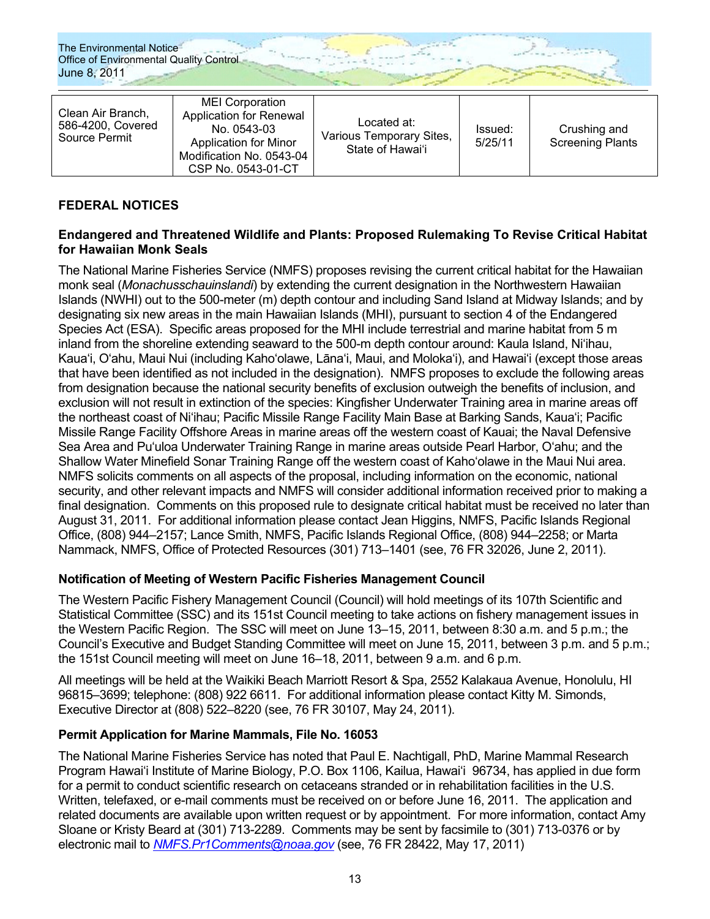| Clean Air Branch, 586-4200, Covered Source Permit | MEI Corporation Application for Renewal No. 0543-03 Application for Minor Modification No. 0543-04 CSP No. 0543-01-CT | Located at: Various Temporary Sites, State of Hawai'i | Issued: 5/25/11 | Crushing and Screening Plants |
|---|---|---|---|---|

## FEDERAL NOTICES

### Endangered and Threatened Wildlife and Plants: Proposed Rulemaking To Revise Critical Habitat for Hawaiian Monk Seals

The National Marine Fisheries Service (NMFS) proposes revising the current critical habitat for the Hawaiian monk seal (*Monachusschauinslandi*) by extending the current designation in the Northwestern Hawaiian Islands (NWHI) out to the 500-meter (m) depth contour and including Sand Island at Midway Islands; and by designating six new areas in the main Hawaiian Islands (MHI), pursuant to section 4 of the Endangered Species Act (ESA). Specific areas proposed for the MHI include terrestrial and marine habitat from 5 m inland from the shoreline extending seaward to the 500-m depth contour around: Kaula Island, Ni'ihau, Kaua'i, O'ahu, Maui Nui (including Kaho'olawe, Lāna'i, Maui, and Moloka'i), and Hawai'i (except those areas that have been identified as not included in the designation). NMFS proposes to exclude the following areas from designation because the national security benefits of exclusion outweigh the benefits of inclusion, and exclusion will not result in extinction of the species: Kingfisher Underwater Training area in marine areas off the northeast coast of Ni'ihau; Pacific Missile Range Facility Main Base at Barking Sands, Kaua'i; Pacific Missile Range Facility Offshore Areas in marine areas off the western coast of Kauai; the Naval Defensive Sea Area and Pu'uloa Underwater Training Range in marine areas outside Pearl Harbor, O'ahu; and the Shallow Water Minefield Sonar Training Range off the western coast of Kaho'olawe in the Maui Nui area. NMFS solicits comments on all aspects of the proposal, including information on the economic, national security, and other relevant impacts and NMFS will consider additional information received prior to making a final designation. Comments on this proposed rule to designate critical habitat must be received no later than August 31, 2011. For additional information please contact Jean Higgins, NMFS, Pacific Islands Regional Office, (808) 944–2157; Lance Smith, NMFS, Pacific Islands Regional Office, (808) 944–2258; or Marta Nammack, NMFS, Office of Protected Resources (301) 713–1401 (see, 76 FR 32026, June 2, 2011).

### Notification of Meeting of Western Pacific Fisheries Management Council

The Western Pacific Fishery Management Council (Council) will hold meetings of its 107th Scientific and Statistical Committee (SSC) and its 151st Council meeting to take actions on fishery management issues in the Western Pacific Region. The SSC will meet on June 13–15, 2011, between 8:30 a.m. and 5 p.m.; the Council's Executive and Budget Standing Committee will meet on June 15, 2011, between 3 p.m. and 5 p.m.; the 151st Council meeting will meet on June 16–18, 2011, between 9 a.m. and 6 p.m.

All meetings will be held at the Waikiki Beach Marriott Resort & Spa, 2552 Kalakaua Avenue, Honolulu, HI 96815–3699; telephone: (808) 922 6611. For additional information please contact Kitty M. Simonds, Executive Director at (808) 522–8220 (see, 76 FR 30107, May 24, 2011).

### Permit Application for Marine Mammals, File No. 16053

The National Marine Fisheries Service has noted that Paul E. Nachtigall, PhD, Marine Mammal Research Program Hawai'i Institute of Marine Biology, P.O. Box 1106, Kailua, Hawai'i 96734, has applied in due form for a permit to conduct scientific research on cetaceans stranded or in rehabilitation facilities in the U.S. Written, telefaxed, or e-mail comments must be received on or before June 16, 2011. The application and related documents are available upon written request or by appointment. For more information, contact Amy Sloane or Kristy Beard at (301) 713-2289. Comments may be sent by facsimile to (301) 713-0376 or by electronic mail to NMFS.Pr1Comments@noaa.gov (see, 76 FR 28422, May 17, 2011)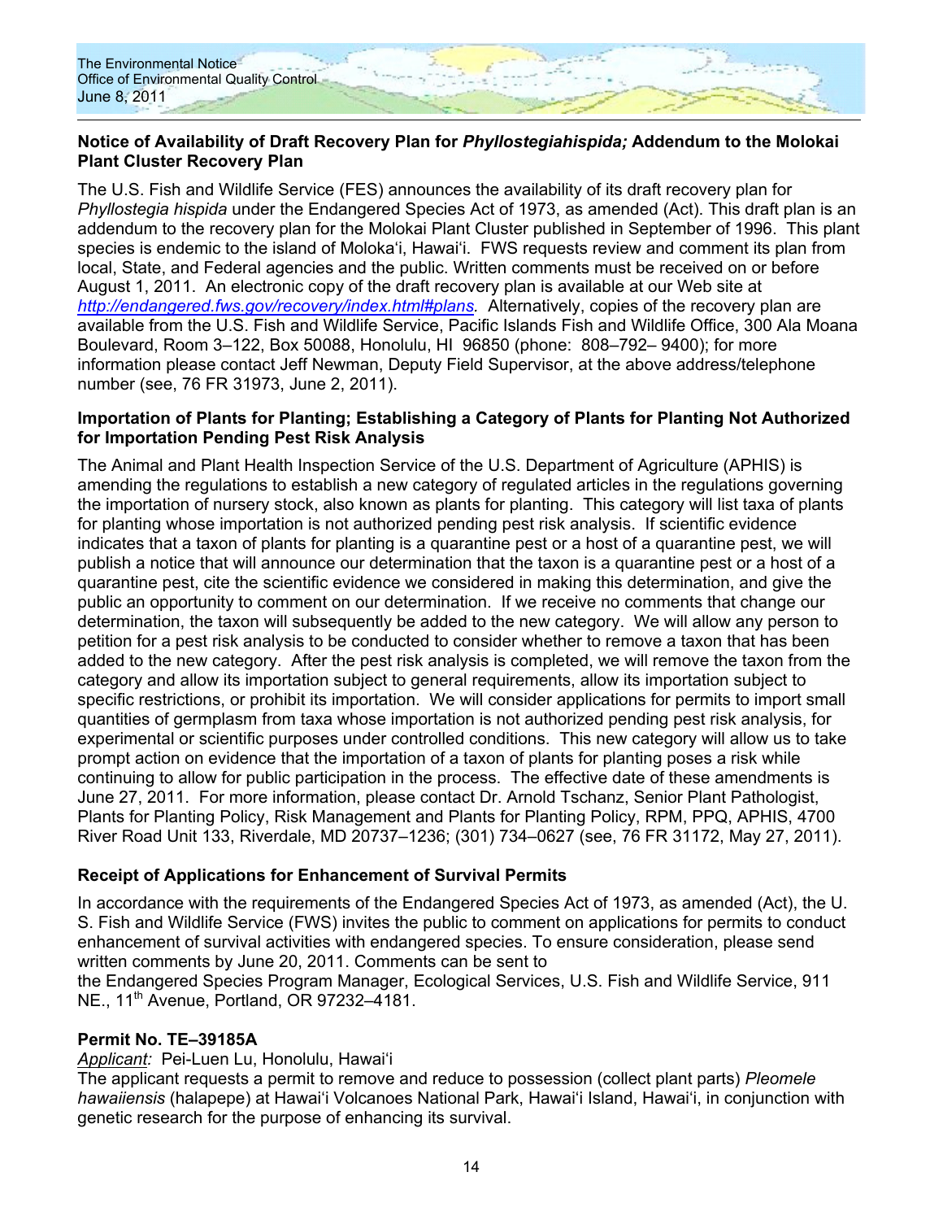**Notice of Availability of Draft Recovery Plan for *Phyllostegiahispida;* Addendum to the Molokai Plant Cluster Recovery Plan**

The U.S. Fish and Wildlife Service (FES) announces the availability of its draft recovery plan for *Phyllostegia hispida* under the Endangered Species Act of 1973, as amended (Act). This draft plan is an addendum to the recovery plan for the Molokai Plant Cluster published in September of 1996. This plant species is endemic to the island of Molokaʻi, Hawaiʻi. FWS requests review and comment its plan from local, State, and Federal agencies and the public. Written comments must be received on or before August 1, 2011. An electronic copy of the draft recovery plan is available at our Web site at *http://endangered.fws.gov/recovery/index.html#plans*. Alternatively, copies of the recovery plan are available from the U.S. Fish and Wildlife Service, Pacific Islands Fish and Wildlife Office, 300 Ala Moana Boulevard, Room 3–122, Box 50088, Honolulu, HI 96850 (phone: 808–792– 9400); for more information please contact Jeff Newman, Deputy Field Supervisor, at the above address/telephone number (see, 76 FR 31973, June 2, 2011).

**Importation of Plants for Planting; Establishing a Category of Plants for Planting Not Authorized for Importation Pending Pest Risk Analysis**

The Animal and Plant Health Inspection Service of the U.S. Department of Agriculture (APHIS) is amending the regulations to establish a new category of regulated articles in the regulations governing the importation of nursery stock, also known as plants for planting. This category will list taxa of plants for planting whose importation is not authorized pending pest risk analysis. If scientific evidence indicates that a taxon of plants for planting is a quarantine pest or a host of a quarantine pest, we will publish a notice that will announce our determination that the taxon is a quarantine pest or a host of a quarantine pest, cite the scientific evidence we considered in making this determination, and give the public an opportunity to comment on our determination. If we receive no comments that change our determination, the taxon will subsequently be added to the new category. We will allow any person to petition for a pest risk analysis to be conducted to consider whether to remove a taxon that has been added to the new category. After the pest risk analysis is completed, we will remove the taxon from the category and allow its importation subject to general requirements, allow its importation subject to specific restrictions, or prohibit its importation. We will consider applications for permits to import small quantities of germplasm from taxa whose importation is not authorized pending pest risk analysis, for experimental or scientific purposes under controlled conditions. This new category will allow us to take prompt action on evidence that the importation of a taxon of plants for planting poses a risk while continuing to allow for public participation in the process. The effective date of these amendments is June 27, 2011. For more information, please contact Dr. Arnold Tschanz, Senior Plant Pathologist, Plants for Planting Policy, Risk Management and Plants for Planting Policy, RPM, PPQ, APHIS, 4700 River Road Unit 133, Riverdale, MD 20737–1236; (301) 734–0627 (see, 76 FR 31172, May 27, 2011).

**Receipt of Applications for Enhancement of Survival Permits**

In accordance with the requirements of the Endangered Species Act of 1973, as amended (Act), the U. S. Fish and Wildlife Service (FWS) invites the public to comment on applications for permits to conduct enhancement of survival activities with endangered species. To ensure consideration, please send written comments by June 20, 2011. Comments can be sent to
the Endangered Species Program Manager, Ecological Services, U.S. Fish and Wildlife Service, 911 NE., 11th Avenue, Portland, OR 97232–4181.

**Permit No. TE–39185A**

*Applicant:* Pei-Luen Lu, Honolulu, Hawaiʻi
The applicant requests a permit to remove and reduce to possession (collect plant parts) *Pleomele hawaiiensis* (halapepe) at Hawaiʻi Volcanoes National Park, Hawaiʻi Island, Hawaiʻi, in conjunction with genetic research for the purpose of enhancing its survival.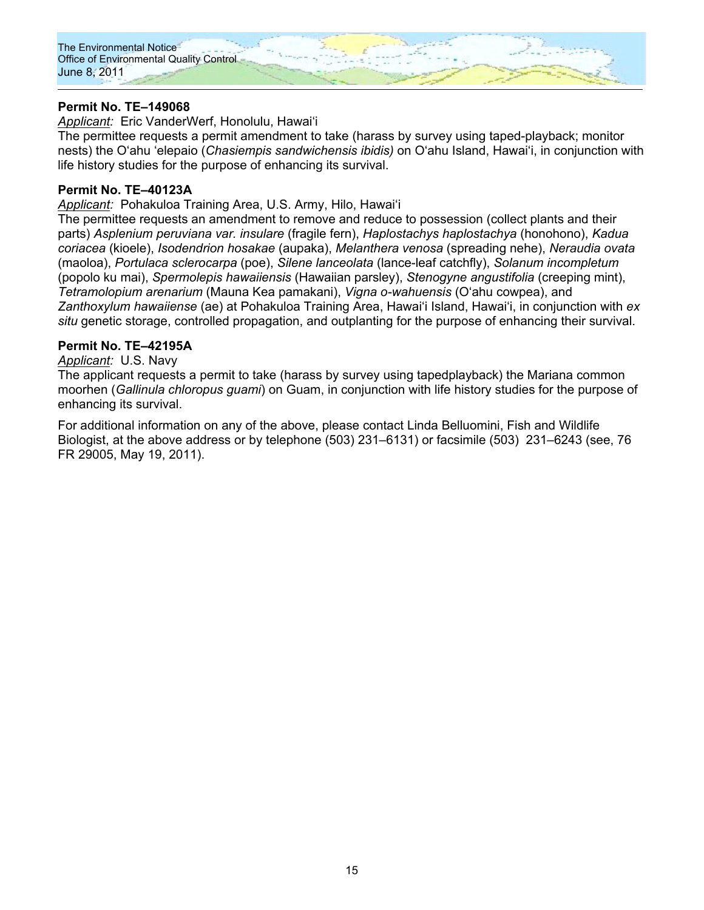**Permit No. TE–149068**

*Applicant:* Eric VanderWerf, Honolulu, Hawai'i

The permittee requests a permit amendment to take (harass by survey using taped-playback; monitor nests) the O'ahu 'elepaio (*Chasiempis sandwichensis ibidis)* on O'ahu Island, Hawai'i, in conjunction with life history studies for the purpose of enhancing its survival.

**Permit No. TE–40123A**

*Applicant:* Pohakuloa Training Area, U.S. Army, Hilo, Hawai'i

The permittee requests an amendment to remove and reduce to possession (collect plants and their parts) *Asplenium peruviana var. insulare* (fragile fern), *Haplostachys haplostachya* (honohono), *Kadua coriacea* (kioele), *Isodendrion hosakae* (aupaka), *Melanthera venosa* (spreading nehe), *Neraudia ovata* (maoloa), *Portulaca sclerocarpa* (poe), *Silene lanceolata* (lance-leaf catchfly), *Solanum incompletum* (popolo ku mai), *Spermolepis hawaiiensis* (Hawaiian parsley), *Stenogyne angustifolia* (creeping mint), *Tetramolopium arenarium* (Mauna Kea pamakani), *Vigna o-wahuensis* (O'ahu cowpea), and *Zanthoxylum hawaiiense* (ae) at Pohakuloa Training Area, Hawai'i Island, Hawai'i, in conjunction with *ex situ* genetic storage, controlled propagation, and outplanting for the purpose of enhancing their survival.

**Permit No. TE–42195A**

*Applicant:* U.S. Navy

The applicant requests a permit to take (harass by survey using tapedplayback) the Mariana common moorhen (*Gallinula chloropus guami*) on Guam, in conjunction with life history studies for the purpose of enhancing its survival.

For additional information on any of the above, please contact Linda Belluomini, Fish and Wildlife Biologist, at the above address or by telephone (503) 231–6131) or facsimile (503) 231–6243 (see, 76 FR 29005, May 19, 2011).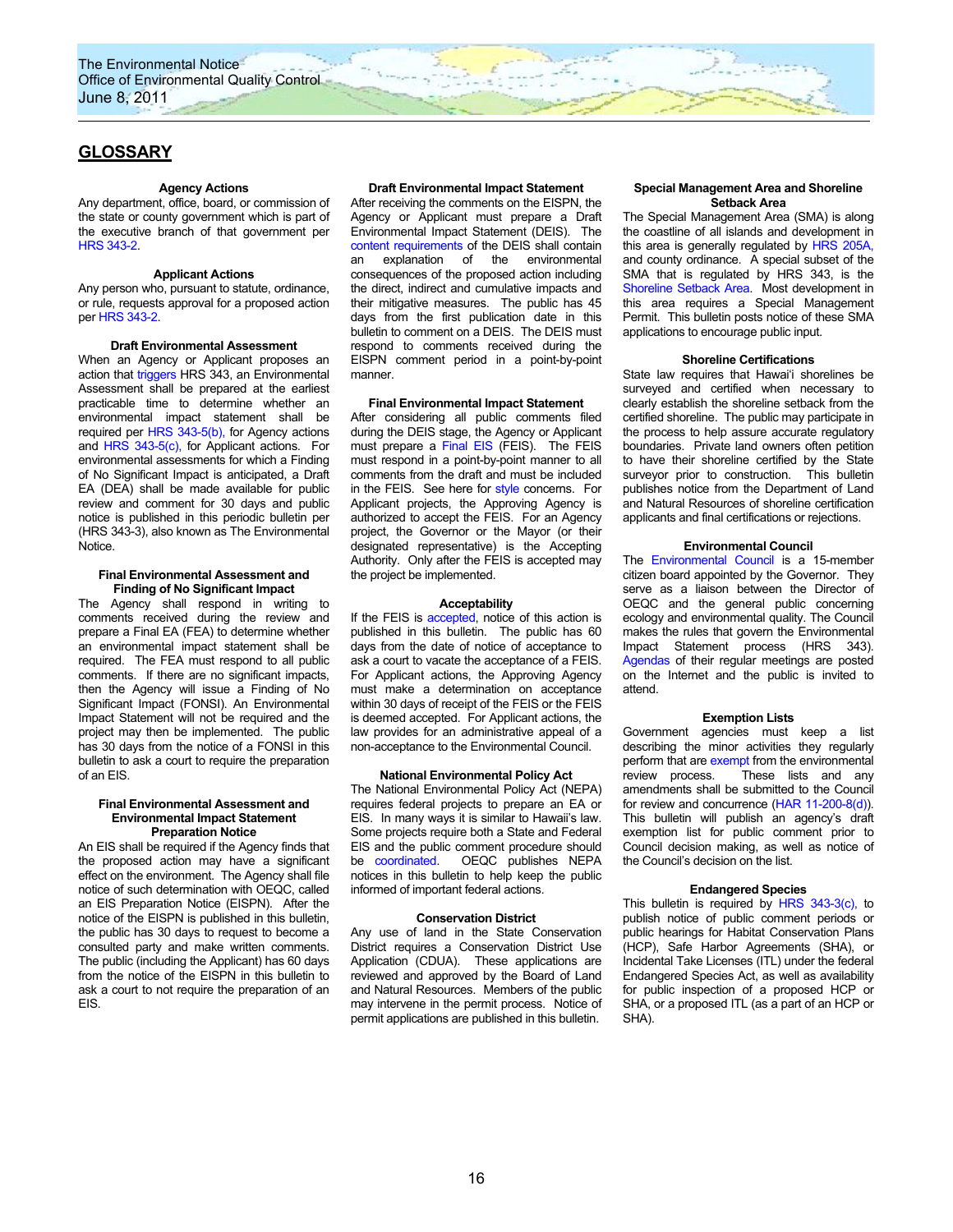## GLOSSARY

### Agency Actions

Any department, office, board, or commission of the state or county government which is part of the executive branch of that government per HRS 343-2.

### Applicant Actions

Any person who, pursuant to statute, ordinance, or rule, requests approval for a proposed action per HRS 343-2.

### Draft Environmental Assessment

When an Agency or Applicant proposes an action that triggers HRS 343, an Environmental Assessment shall be prepared at the earliest practicable time to determine whether an environmental impact statement shall be required per HRS 343-5(b), for Agency actions and HRS 343-5(c), for Applicant actions. For environmental assessments for which a Finding of No Significant Impact is anticipated, a Draft EA (DEA) shall be made available for public review and comment for 30 days and public notice is published in this periodic bulletin per (HRS 343-3), also known as The Environmental Notice.

### Final Environmental Assessment and Finding of No Significant Impact

The Agency shall respond in writing to comments received during the review and prepare a Final EA (FEA) to determine whether an environmental impact statement shall be required. The FEA must respond to all public comments. If there are no significant impacts, then the Agency will issue a Finding of No Significant Impact (FONSI). An Environmental Impact Statement will not be required and the project may then be implemented. The public has 30 days from the notice of a FONSI in this bulletin to ask a court to require the preparation of an EIS.

### Final Environmental Assessment and Environmental Impact Statement Preparation Notice

An EIS shall be required if the Agency finds that the proposed action may have a significant effect on the environment. The Agency shall file notice of such determination with OEQC, called an EIS Preparation Notice (EISPN). After the notice of the EISPN is published in this bulletin, the public has 30 days to request to become a consulted party and make written comments. The public (including the Applicant) has 60 days from the notice of the EISPN in this bulletin to ask a court to not require the preparation of an EIS.

### Draft Environmental Impact Statement

After receiving the comments on the EISPN, the Agency or Applicant must prepare a Draft Environmental Impact Statement (DEIS). The content requirements of the DEIS shall contain an explanation of the environmental consequences of the proposed action including the direct, indirect and cumulative impacts and their mitigative measures. The public has 45 days from the first publication date in this bulletin to comment on a DEIS. The DEIS must respond to comments received during the EISPN comment period in a point-by-point manner.

### Final Environmental Impact Statement

After considering all public comments filed during the DEIS stage, the Agency or Applicant must prepare a Final EIS (FEIS). The FEIS must respond in a point-by-point manner to all comments from the draft and must be included in the FEIS. See here for style concerns. For Applicant projects, the Approving Agency is authorized to accept the FEIS. For an Agency project, the Governor or the Mayor (or their designated representative) is the Accepting Authority. Only after the FEIS is accepted may the project be implemented.

### Acceptability

If the FEIS is accepted, notice of this action is published in this bulletin. The public has 60 days from the date of notice of acceptance to ask a court to vacate the acceptance of a FEIS. For Applicant actions, the Approving Agency must make a determination on acceptance within 30 days of receipt of the FEIS or the FEIS is deemed accepted. For Applicant actions, the law provides for an administrative appeal of a non-acceptance to the Environmental Council.

### National Environmental Policy Act

The National Environmental Policy Act (NEPA) requires federal projects to prepare an EA or EIS. In many ways it is similar to Hawaii's law. Some projects require both a State and Federal EIS and the public comment procedure should be coordinated. OEQC publishes NEPA notices in this bulletin to help keep the public informed of important federal actions.

### Conservation District

Any use of land in the State Conservation District requires a Conservation District Use Application (CDUA). These applications are reviewed and approved by the Board of Land and Natural Resources. Members of the public may intervene in the permit process. Notice of permit applications are published in this bulletin.

### Special Management Area and Shoreline Setback Area

The Special Management Area (SMA) is along the coastline of all islands and development in this area is generally regulated by HRS 205A, and county ordinance. A special subset of the SMA that is regulated by HRS 343, is the Shoreline Setback Area. Most development in this area requires a Special Management Permit. This bulletin posts notice of these SMA applications to encourage public input.

### Shoreline Certifications

State law requires that Hawaiʻi shorelines be surveyed and certified when necessary to clearly establish the shoreline setback from the certified shoreline. The public may participate in the process to help assure accurate regulatory boundaries. Private land owners often petition to have their shoreline certified by the State surveyor prior to construction. This bulletin publishes notice from the Department of Land and Natural Resources of shoreline certification applicants and final certifications or rejections.

### Environmental Council

The Environmental Council is a 15-member citizen board appointed by the Governor. They serve as a liaison between the Director of OEQC and the general public concerning ecology and environmental quality. The Council makes the rules that govern the Environmental Impact Statement process (HRS 343). Agendas of their regular meetings are posted on the Internet and the public is invited to attend.

### Exemption Lists

Government agencies must keep a list describing the minor activities they regularly perform that are exempt from the environmental review process. These lists and any amendments shall be submitted to the Council for review and concurrence (HAR 11-200-8(d)). This bulletin will publish an agency's draft exemption list for public comment prior to Council decision making, as well as notice of the Council's decision on the list.

### Endangered Species

This bulletin is required by HRS 343-3(c), to publish notice of public comment periods or public hearings for Habitat Conservation Plans (HCP), Safe Harbor Agreements (SHA), or Incidental Take Licenses (ITL) under the federal Endangered Species Act, as well as availability for public inspection of a proposed HCP or SHA, or a proposed ITL (as a part of an HCP or SHA).